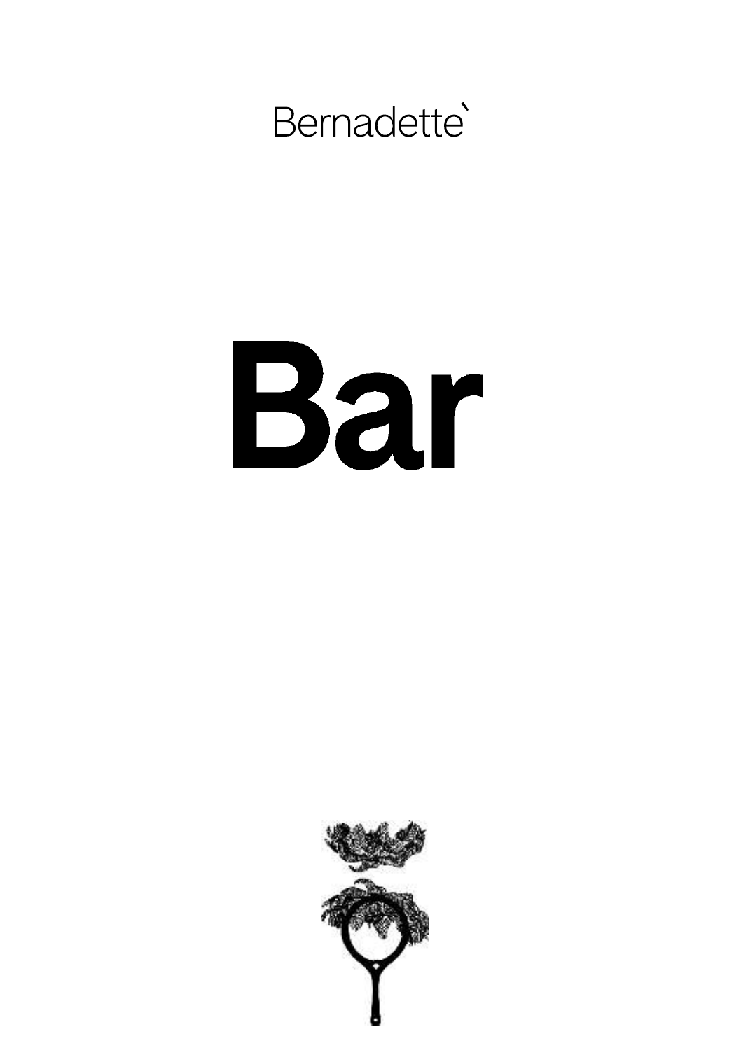Bernadette`

# Bar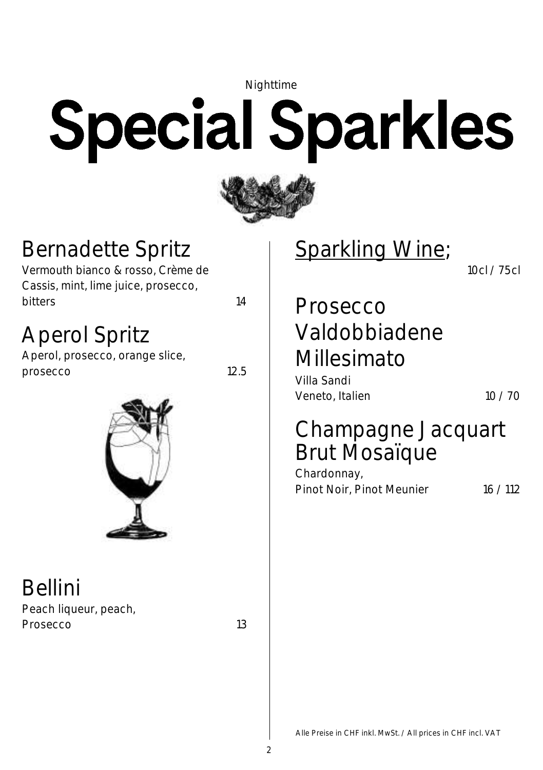Nighttime

# Special Sparkles

## Bernadette Spritz

Vermouth bianco & rosso, Crème de Cassis, mint, lime juice, prosecco, bitters 14

## Aperol Spritz

Aperol, prosecco, orange slice, prosecco 12.5

## Bellini

Peach liqueur, peach, Prosecco 13

## Sparkling Wine;

10cl / 75cl

## Prosecco Valdobbiadene Millesimato

Villa Sandi
Veneto, Italien 10 / 70

## Champagne Jacquart Brut Mosaïque

Chardonnay,
Pinot Noir, Pinot Meunier 16 / 112

Alle Preise in CHF inkl. MwSt. / All prices in CHF incl. VAT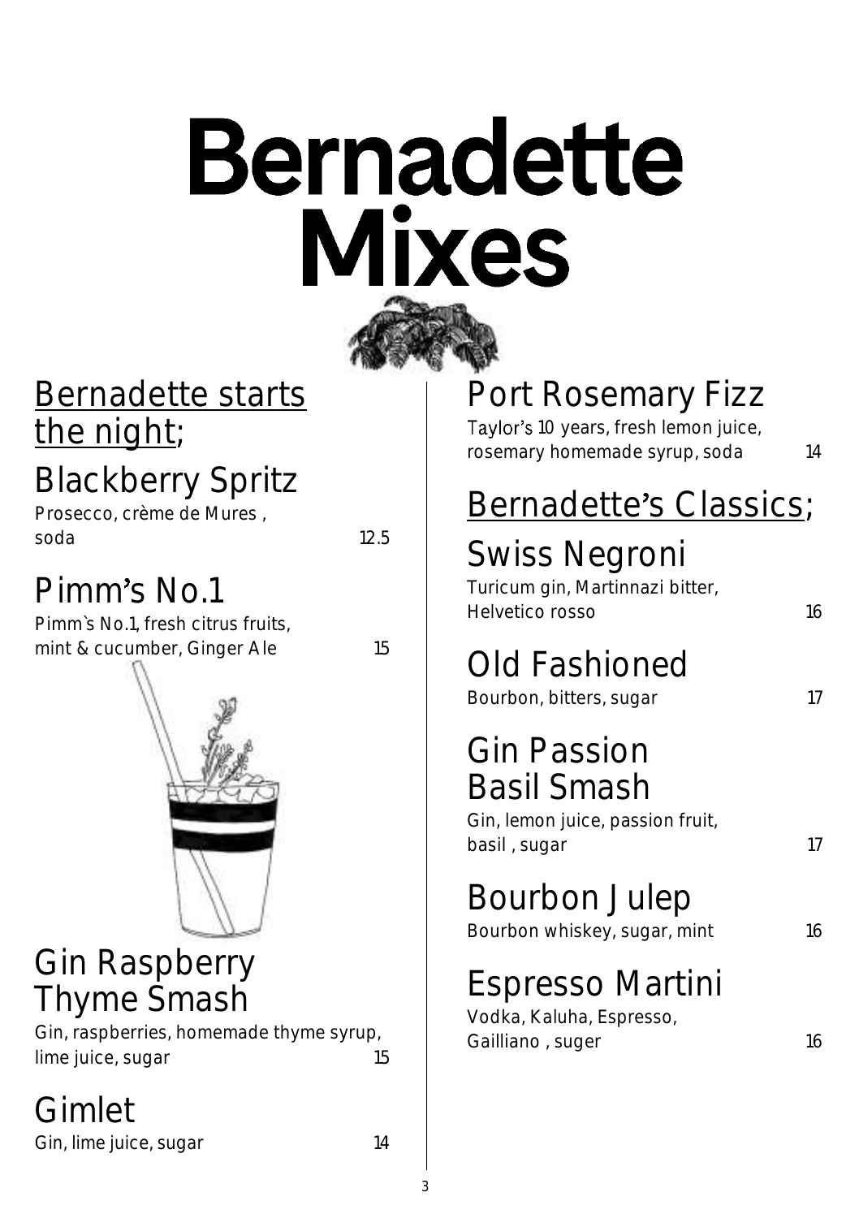# Bernadette Mixes

## Bernadette starts the night;

### Blackberry Spritz
Prosecco, crème de Mures , soda — 12.5

### Pimm's No.1
Pimm`s No.1, fresh citrus fruits, mint & cucumber, Ginger Ale — 15

### Gin Raspberry Thyme Smash
Gin, raspberries, homemade thyme syrup, lime juice, sugar — 15

### Gimlet
Gin, lime juice, sugar — 14

### Port Rosemary Fizz
Taylor's 10 years, fresh lemon juice, rosemary homemade syrup, soda — 14

## Bernadette's Classics;

### Swiss Negroni
Turicum gin, Martinnazi bitter, Helvetico rosso — 16

### Old Fashioned
Bourbon, bitters, sugar — 17

### Gin Passion Basil Smash
Gin, lemon juice, passion fruit, basil , sugar — 17

### Bourbon Julep
Bourbon whiskey, sugar, mint — 16

### Espresso Martini
Vodka, Kaluha, Espresso, Gailliano , suger — 16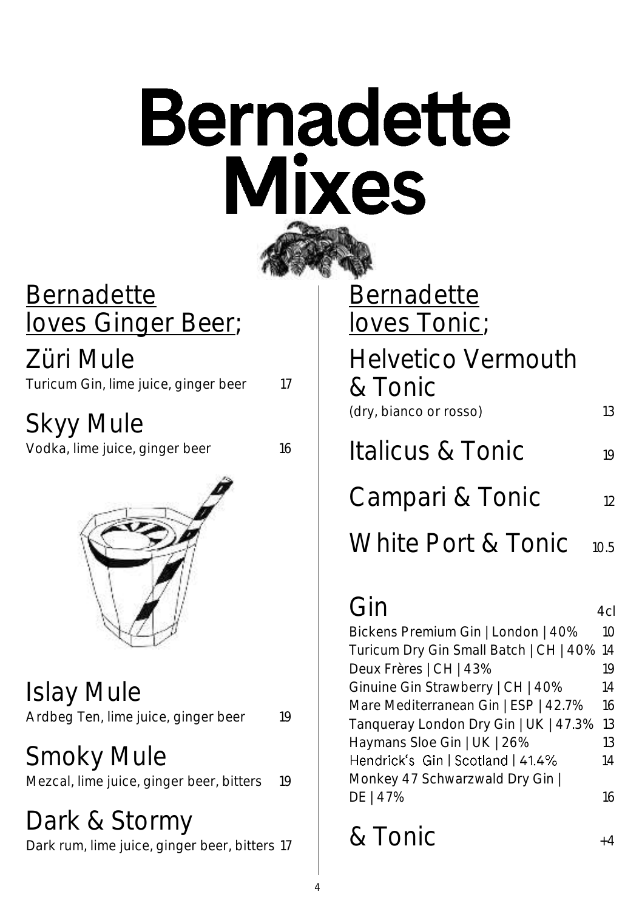# Bernadette Mixes

## Bernadette loves Ginger Beer;

### Züri Mule
Turicum Gin, lime juice, ginger beer 17

### Skyy Mule
Vodka, lime juice, ginger beer 16

### Islay Mule
Ardbeg Ten, lime juice, ginger beer 19

### Smoky Mule
Mezcal, lime juice, ginger beer, bitters 19

### Dark & Stormy
Dark rum, lime juice, ginger beer, bitters 17

## Bernadette loves Tonic;

### Helvetico Vermouth & Tonic
(dry, bianco or rosso) 13

### Italicus & Tonic 19

### Campari & Tonic 12

### White Port & Tonic 10.5

## Gin

| Gin | 4cl |
|---|---|
| Bickens Premium Gin \| London \| 40% | 10 |
| Turicum Dry Gin Small Batch \| CH \| 40% | 14 |
| Deux Frères \| CH \| 43% | 19 |
| Ginuine Gin Strawberry \| CH \| 40% | 14 |
| Mare Mediterranean Gin \| ESP \| 42.7% | 16 |
| Tanqueray London Dry Gin \| UK \| 47.3% | 13 |
| Haymans Sloe Gin \| UK \| 26% | 13 |
| Hendrick's Gin \| Scotland \| 41.4% | 14 |
| Monkey 47 Schwarzwald Dry Gin \| DE \| 47% | 16 |

### & Tonic +4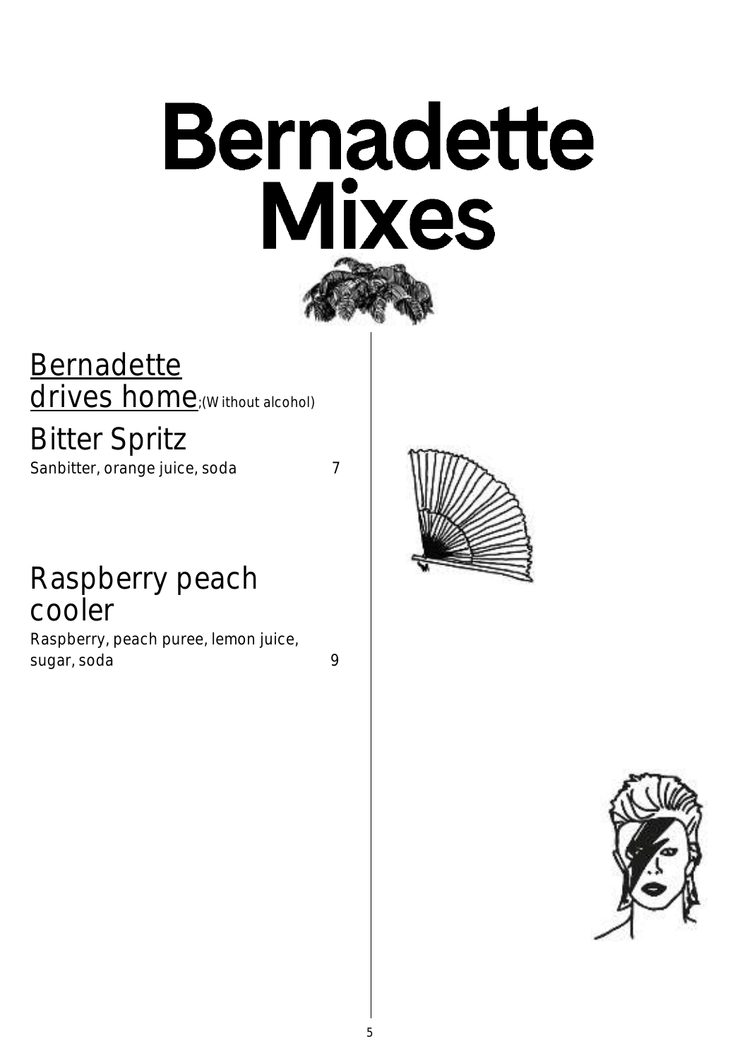# Bernadette Mixes

## Bernadette drives home;(Without alcohol)

### Bitter Spritz
Sanbitter, orange juice, soda 7

### Raspberry peach cooler
Raspberry, peach puree, lemon juice, sugar, soda 9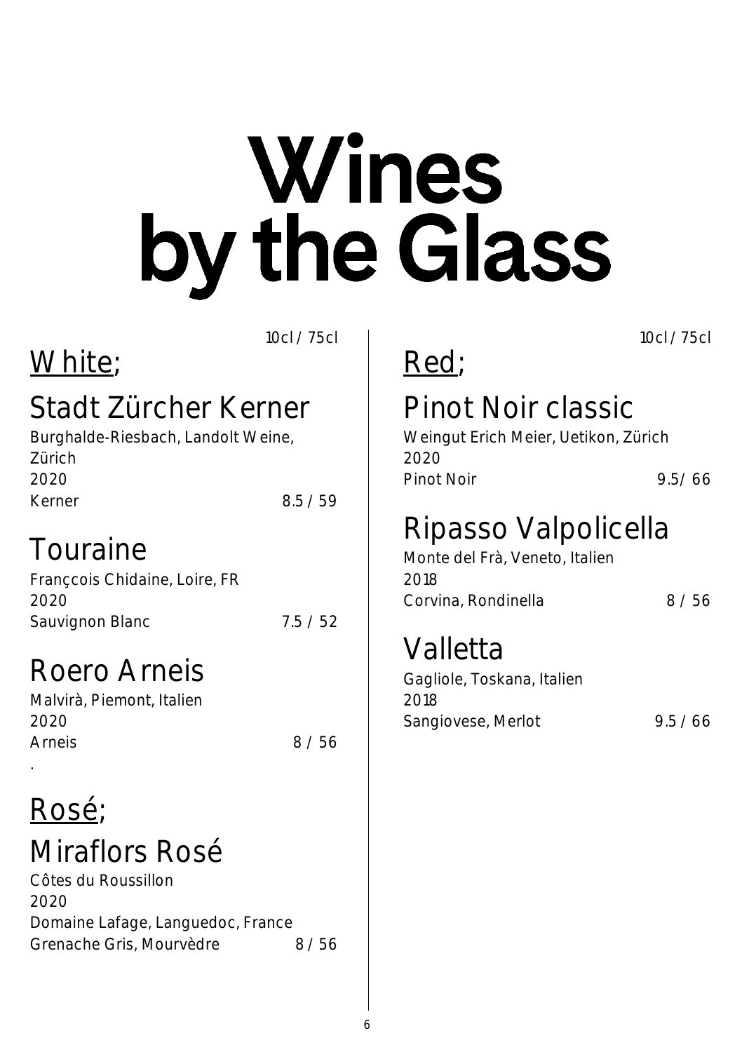# Wines by the Glass

## White;

10cl / 75cl

### Stadt Zürcher Kerner

Burghalde-Riesbach, Landolt Weine, Zürich
2020
Kerner 8.5 / 59

### Touraine

Françcois Chidaine, Loire, FR
2020
Sauvignon Blanc 7.5 / 52

### Roero Arneis

Malvirà, Piemont, Italien
2020
Arneis 8 / 56

.

## Rosé;

### Miraflors Rosé

Côtes du Roussillon
2020
Domaine Lafage, Languedoc, France
Grenache Gris, Mourvèdre 8 / 56

## Red;

10cl / 75cl

### Pinot Noir classic

Weingut Erich Meier, Uetikon, Zürich
2020
Pinot Noir 9.5/ 66

### Ripasso Valpolicella

Monte del Frà, Veneto, Italien
2018
Corvina, Rondinella 8 / 56

### Valletta

Gagliole, Toskana, Italien
2018
Sangiovese, Merlot 9.5 / 66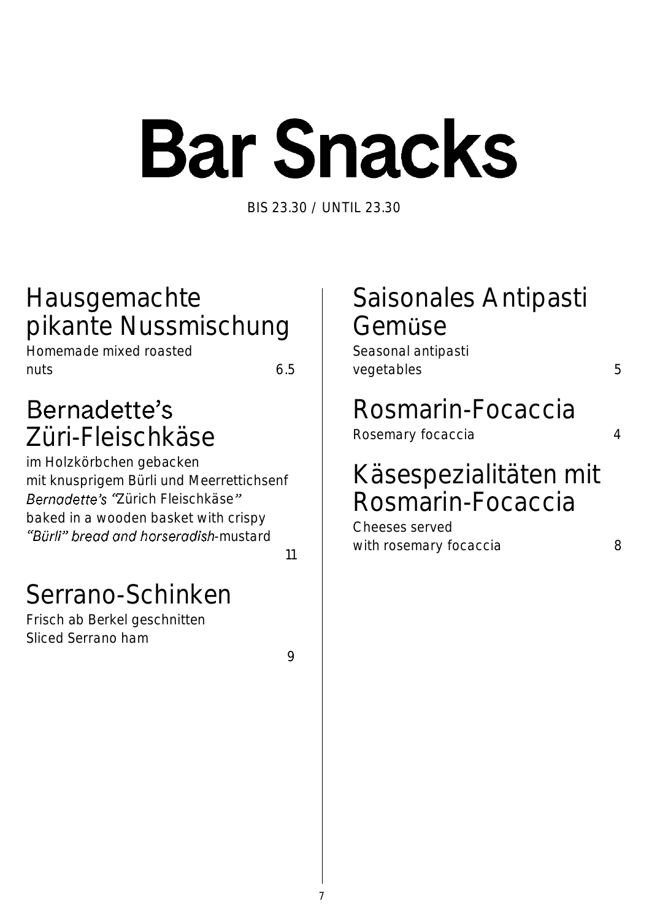# Bar Snacks

BIS 23.30 / UNTIL 23.30

## Hausgemachte pikante Nussmischung

Homemade mixed roasted nuts 6.5

## Bernadette's Züri-Fleischkäse

im Holzkörbchen gebacken
mit knusprigem Bürli und Meerrettichsenf
*Bernadette's* "Zürich Fleischkäse"
baked in a wooden basket with crispy
*"Bürli" bread and horseradish*-mustard

11

## Serrano-Schinken

Frisch ab Berkel geschnitten
Sliced Serrano ham

9

## Saisonales Antipasti Gemüse

Seasonal antipasti vegetables 5

## Rosmarin-Focaccia

Rosemary focaccia 4

## Käsespezialitäten mit Rosmarin-Focaccia

Cheeses served
with rosemary focaccia 8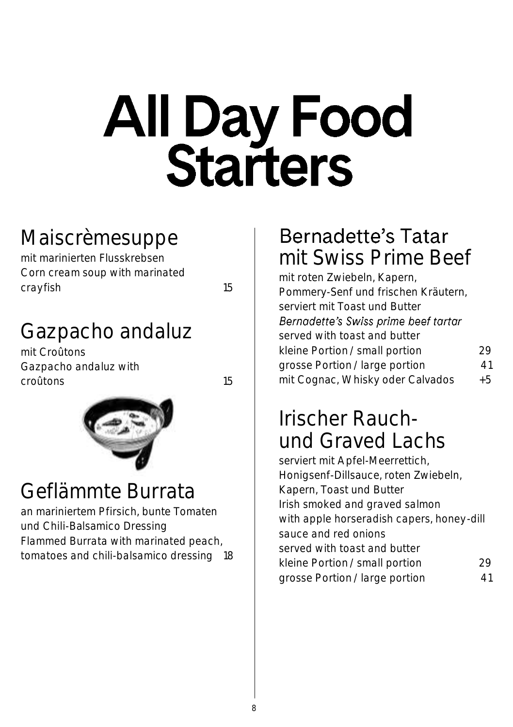# All Day Food
# Starters

## Maiscrèmesuppe

mit marinierten Flusskrebsen
Corn cream soup with marinated crayfish 15

## Gazpacho andaluz

mit Croûtons
Gazpacho andaluz with croûtons 15

## Geflämmte Burrata

an mariniertem Pfirsich, bunte Tomaten und Chili-Balsamico Dressing
Flammed Burrata with marinated peach, tomatoes and chili-balsamico dressing 18

## Bernadette's Tatar mit Swiss Prime Beef

mit roten Zwiebeln, Kapern, Pommery-Senf und frischen Kräutern, serviert mit Toast und Butter
*Bernadette's Swiss prime beef tartar*
served with toast and butter

kleine Portion / small portion 29
grosse Portion / large portion 41
mit Cognac, Whisky oder Calvados +5

## Irischer Rauch- und Graved Lachs

serviert mit Apfel-Meerrettich, Honigsenf-Dillsauce, roten Zwiebeln, Kapern, Toast und Butter
Irish smoked and graved salmon with apple horseradish capers, honey-dill sauce and red onions served with toast and butter

kleine Portion / small portion 29
grosse Portion / large portion 41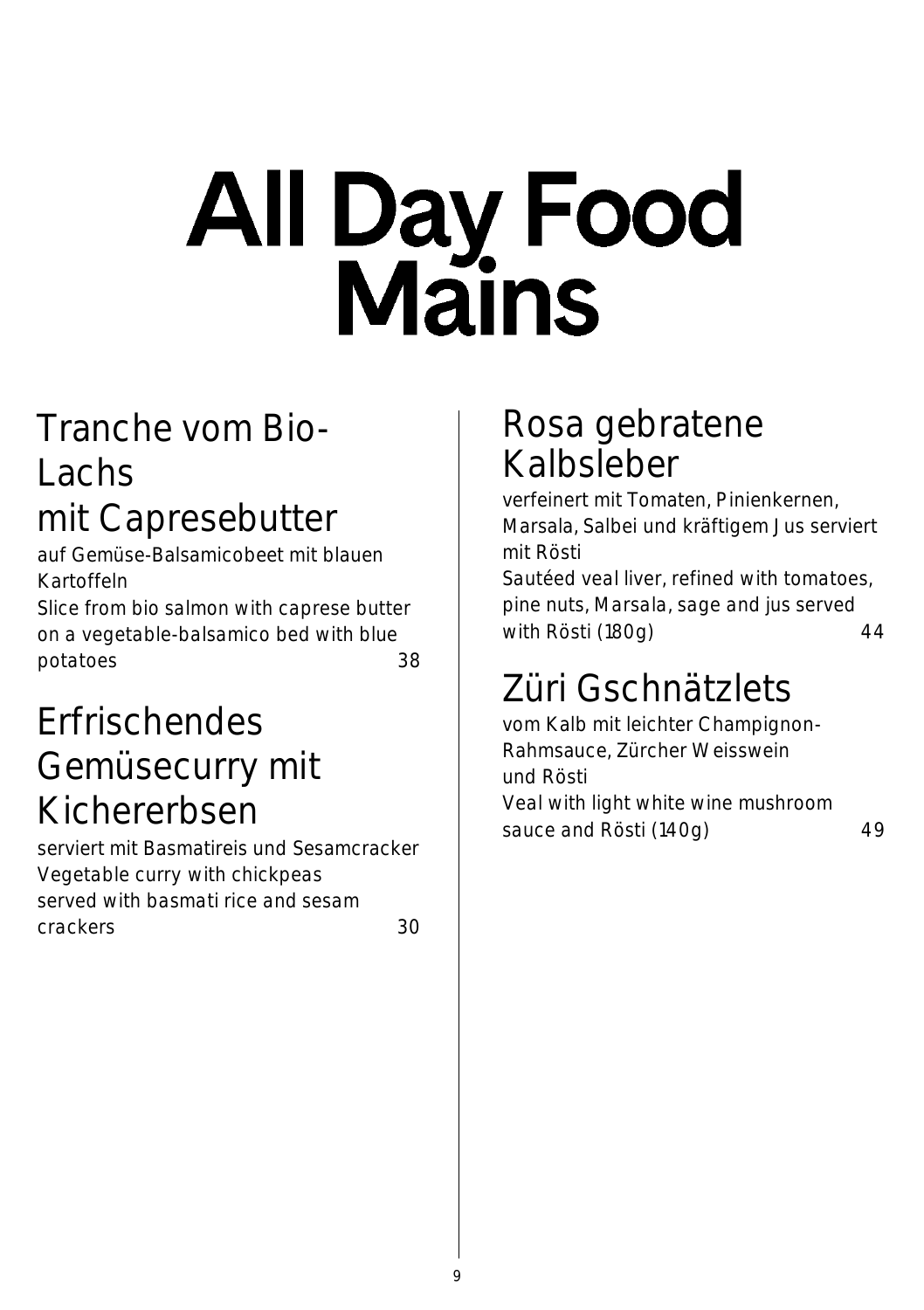# All Day Food Mains

## Tranche vom Bio-Lachs mit Capresebutter

auf Gemüse-Balsamicobeet mit blauen Kartoffeln
Slice from bio salmon with caprese butter on a vegetable-balsamico bed with blue potatoes 38

## Erfrischendes Gemüsecurry mit Kichererbsen

serviert mit Basmatireis und Sesamcracker
Vegetable curry with chickpeas served with basmati rice and sesam crackers 30

## Rosa gebratene Kalbsleber

verfeinert mit Tomaten, Pinienkernen, Marsala, Salbei und kräftigem Jus serviert mit Rösti
Sautéed veal liver, refined with tomatoes, pine nuts, Marsala, sage and jus served with Rösti (180g) 44

## Züri Gschnätzlets

vom Kalb mit leichter Champignon-Rahmsauce, Zürcher Weisswein und Rösti
Veal with light white wine mushroom sauce and Rösti (140g) 49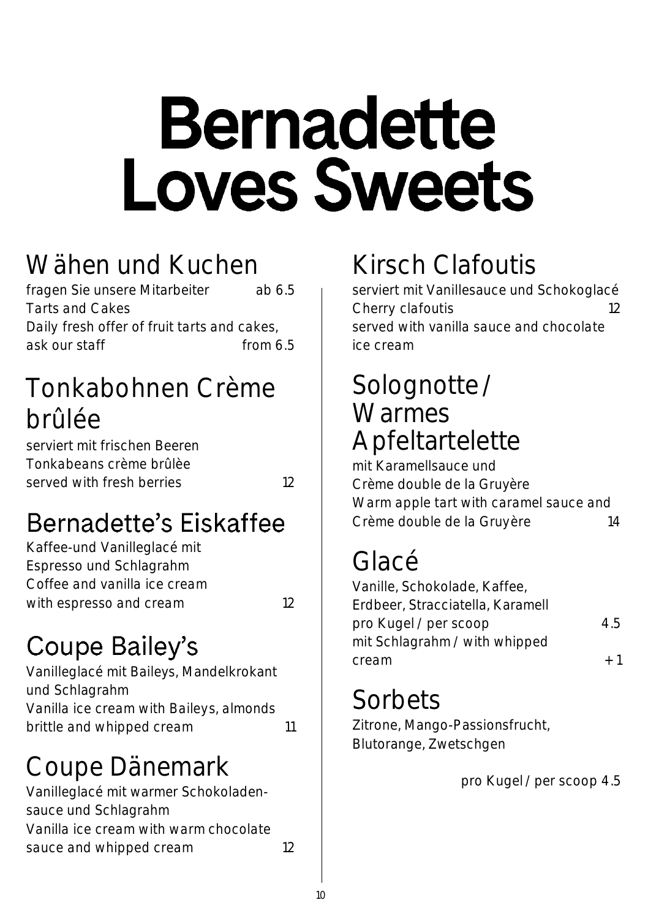# Bernadette Loves Sweets

## Wähen und Kuchen

fragen Sie unsere Mitarbeiter ab 6.5
Tarts and Cakes
Daily fresh offer of fruit tarts and cakes, ask our staff from 6.5

## Tonkabohnen Crème brûlée

serviert mit frischen Beeren
Tonkabeans crème brûlèe
served with fresh berries 12

## Bernadette's Eiskaffee

Kaffee-und Vanilleglacé mit Espresso und Schlagrahm
Coffee and vanilla ice cream with espresso and cream 12

## Coupe Bailey's

Vanilleglacé mit Baileys, Mandelkrokant und Schlagrahm
Vanilla ice cream with Baileys, almonds brittle and whipped cream 11

## Coupe Dänemark

Vanilleglacé mit warmer Schokoladen-sauce und Schlagrahm
Vanilla ice cream with warm chocolate sauce and whipped cream 12

## Kirsch Clafoutis

serviert mit Vanillesauce und Schokoglacé
Cherry clafoutis 12
served with vanilla sauce and chocolate ice cream

## Solognotte / Warmes Apfeltartelette

mit Karamellsauce und Crème double de la Gruyère
Warm apple tart with caramel sauce and Crème double de la Gruyère 14

## Glacé

Vanille, Schokolade, Kaffee, Erdbeer, Stracciatella, Karamell
pro Kugel / per scoop 4.5
mit Schlagrahm / with whipped cream + 1

## Sorbets

Zitrone, Mango-Passionsfrucht, Blutorange, Zwetschgen

pro Kugel / per scoop 4.5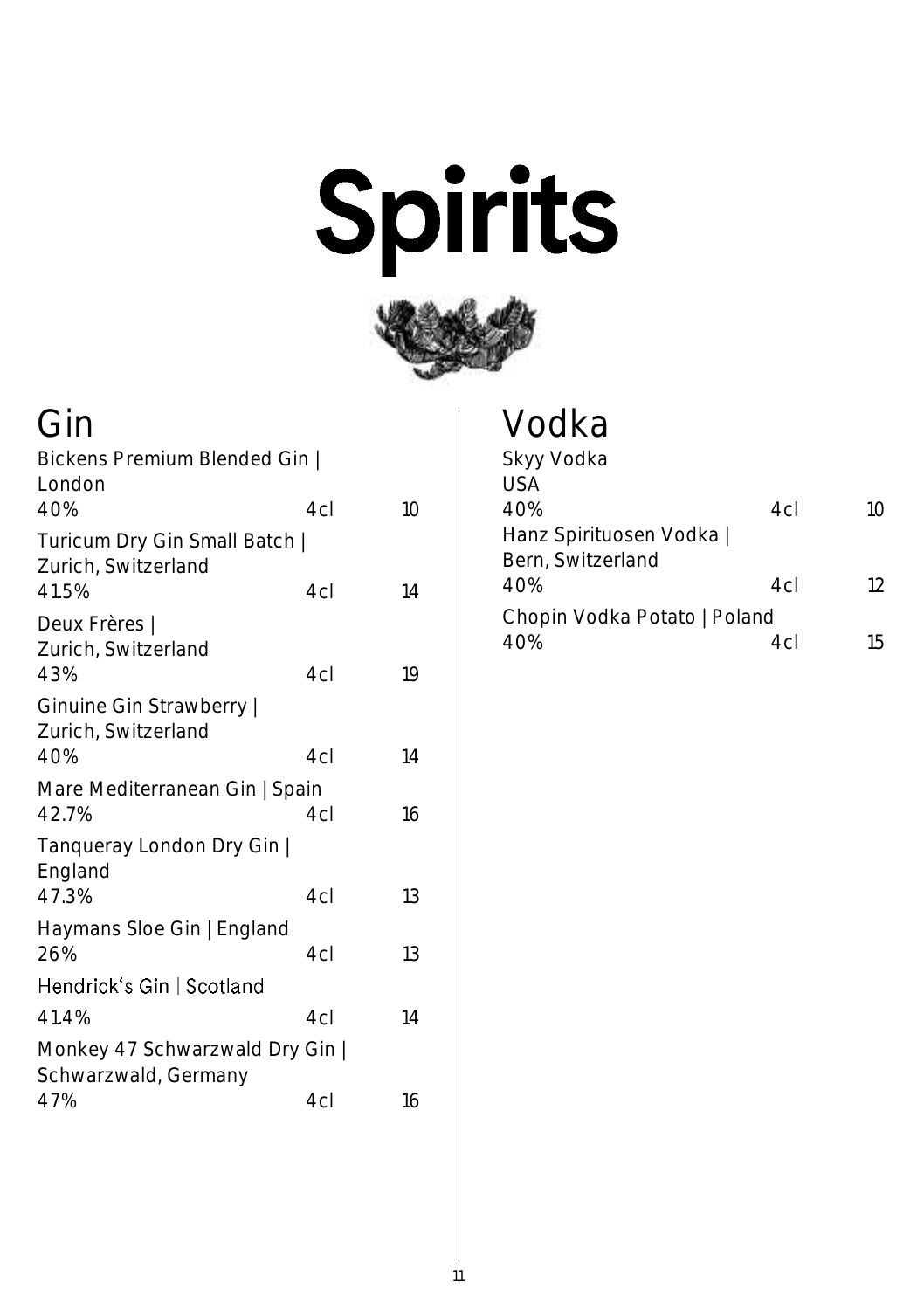# Spirits

## Gin

| | | |
|---|---|---|
| Bickens Premium Blended Gin \| London | | |
| 40% | 4cl | 10 |
| Turicum Dry Gin Small Batch \| Zurich, Switzerland | | |
| 41.5% | 4cl | 14 |
| Deux Frères \| Zurich, Switzerland | | |
| 43% | 4cl | 19 |
| Ginuine Gin Strawberry \| Zurich, Switzerland | | |
| 40% | 4cl | 14 |
| Mare Mediterranean Gin \| Spain | | |
| 42.7% | 4cl | 16 |
| Tanqueray London Dry Gin \| England | | |
| 47.3% | 4cl | 13 |
| Haymans Sloe Gin \| England | | |
| 26% | 4cl | 13 |
| Hendrick's Gin \| Scotland | | |
| 41.4% | 4cl | 14 |
| Monkey 47 Schwarzwald Dry Gin \| Schwarzwald, Germany | | |
| 47% | 4cl | 16 |

## Vodka

| | | |
|---|---|---|
| Skyy Vodka USA | | |
| 40% | 4cl | 10 |
| Hanz Spirituosen Vodka \| Bern, Switzerland | | |
| 40% | 4cl | 12 |
| Chopin Vodka Potato \| Poland | | |
| 40% | 4cl | 15 |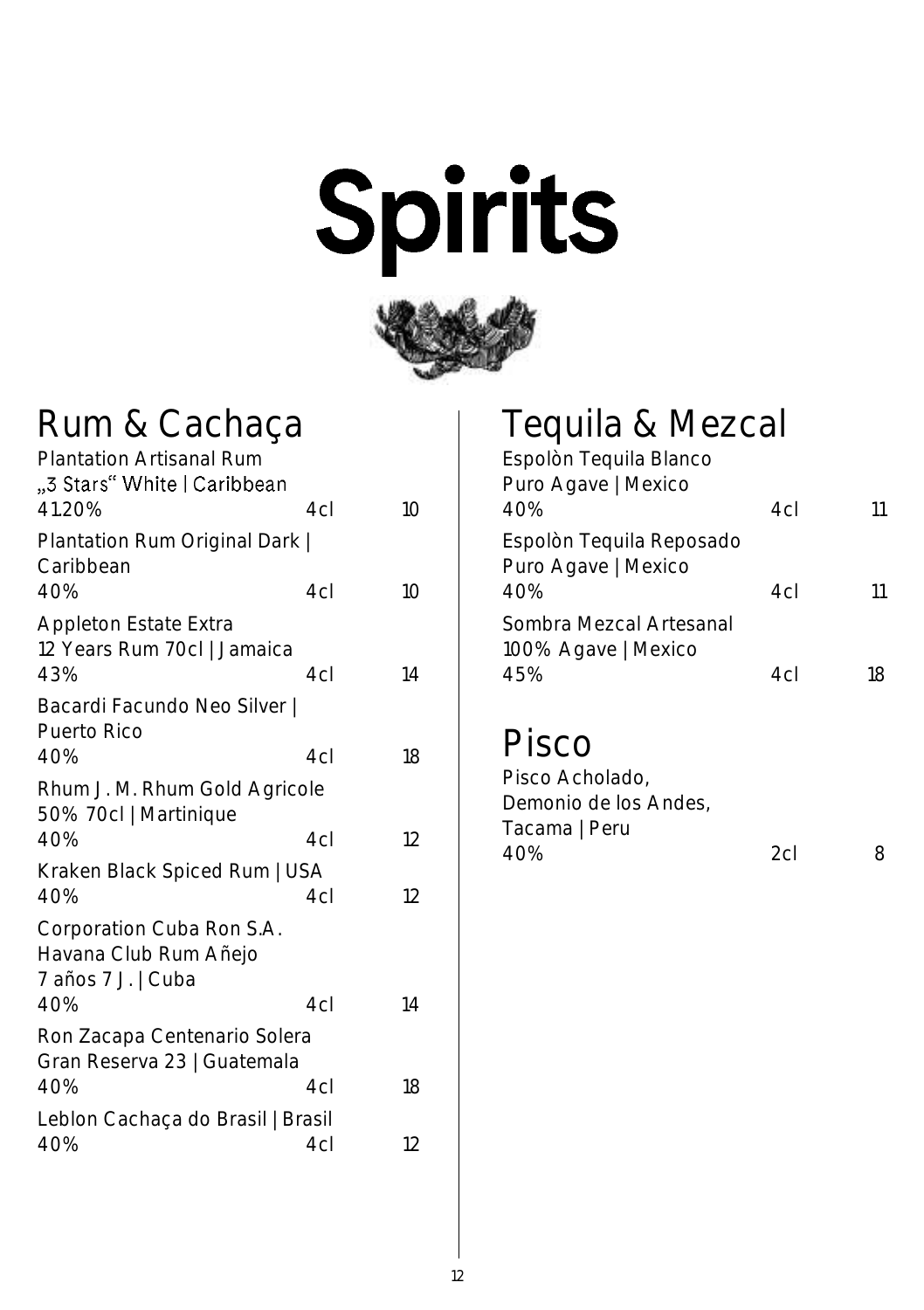# Spirits

## Rum & Cachaça

| Spirit | Size | Price |
| --- | --- | --- |
| Plantation Artisanal Rum „3 Stars" White \| Caribbean<br>41.20% | 4cl | 10 |
| Plantation Rum Original Dark \| Caribbean<br>40% | 4cl | 10 |
| Appleton Estate Extra 12 Years Rum 70cl \| Jamaica<br>43% | 4cl | 14 |
| Bacardi Facundo Neo Silver \| Puerto Rico<br>40% | 4cl | 18 |
| Rhum J. M. Rhum Gold Agricole 50% 70cl \| Martinique<br>40% | 4cl | 12 |
| Kraken Black Spiced Rum \| USA<br>40% | 4cl | 12 |
| Corporation Cuba Ron S.A. Havana Club Rum Añejo 7 años 7 J. \| Cuba<br>40% | 4cl | 14 |
| Ron Zacapa Centenario Solera Gran Reserva 23 \| Guatemala<br>40% | 4cl | 18 |
| Leblon Cachaça do Brasil \| Brasil<br>40% | 4cl | 12 |

## Tequila & Mezcal

| Spirit | Size | Price |
| --- | --- | --- |
| Espolòn Tequila Blanco Puro Agave \| Mexico<br>40% | 4cl | 11 |
| Espolòn Tequila Reposado Puro Agave \| Mexico<br>40% | 4cl | 11 |
| Sombra Mezcal Artesanal 100% Agave \| Mexico<br>45% | 4cl | 18 |

## Pisco

| Spirit | Size | Price |
| --- | --- | --- |
| Pisco Acholado, Demonio de los Andes, Tacama \| Peru<br>40% | 2cl | 8 |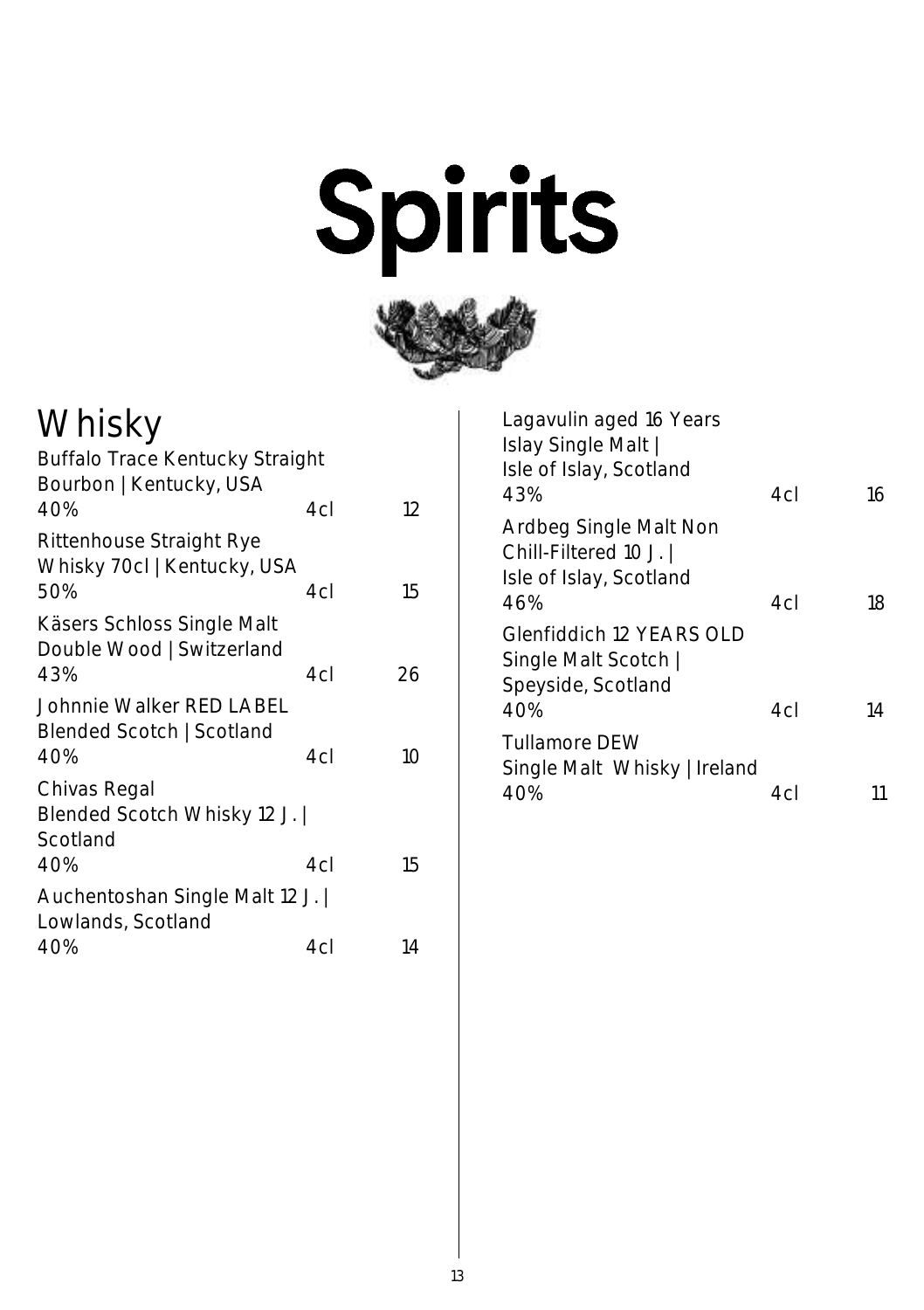# Spirits

## Whisky

| Item | Size | Price |
|---|---|---|
| Buffalo Trace Kentucky Straight Bourbon \| Kentucky, USA 40% | 4cl | 12 |
| Rittenhouse Straight Rye Whisky 70cl \| Kentucky, USA 50% | 4cl | 15 |
| Käsers Schloss Single Malt Double Wood \| Switzerland 43% | 4cl | 26 |
| Johnnie Walker RED LABEL Blended Scotch \| Scotland 40% | 4cl | 10 |
| Chivas Regal Blended Scotch Whisky 12 J. \| Scotland 40% | 4cl | 15 |
| Auchentoshan Single Malt 12 J. \| Lowlands, Scotland 40% | 4cl | 14 |
| Lagavulin aged 16 Years Islay Single Malt \| Isle of Islay, Scotland 43% | 4cl | 16 |
| Ardbeg Single Malt Non Chill-Filtered 10 J. \| Isle of Islay, Scotland 46% | 4cl | 18 |
| Glenfiddich 12 YEARS OLD Single Malt Scotch \| Speyside, Scotland 40% | 4cl | 14 |
| Tullamore DEW Single Malt Whisky \| Ireland 40% | 4cl | 11 |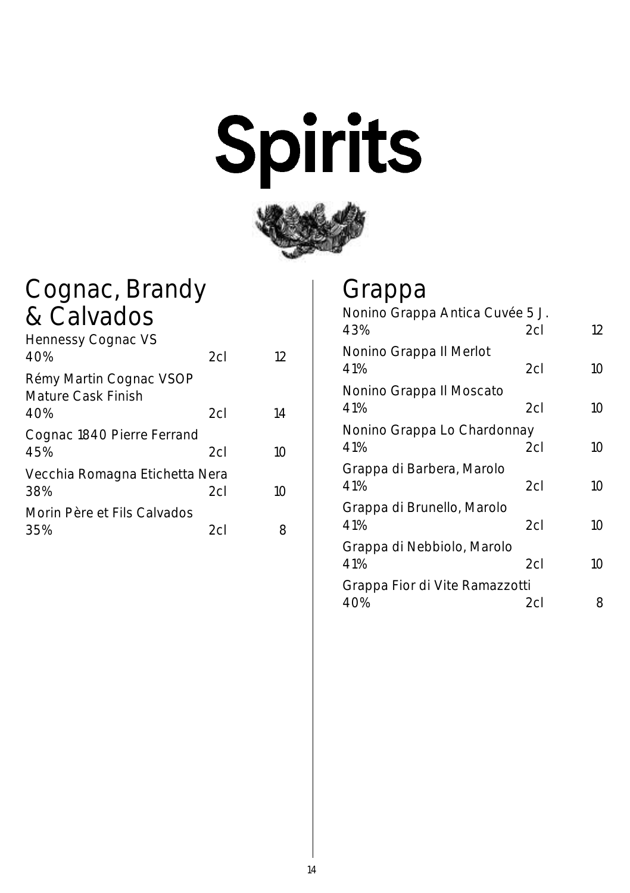# Spirits

## Cognac, Brandy & Calvados

| | | |
|---|---|---|
| Hennessy Cognac VS<br>40% | 2cl | 12 |
| Rémy Martin Cognac VSOP Mature Cask Finish<br>40% | 2cl | 14 |
| Cognac 1840 Pierre Ferrand<br>45% | 2cl | 10 |
| Vecchia Romagna Etichetta Nera<br>38% | 2cl | 10 |
| Morin Père et Fils Calvados<br>35% | 2cl | 8 |

## Grappa

| | | |
|---|---|---|
| Nonino Grappa Antica Cuvée 5 J.<br>43% | 2cl | 12 |
| Nonino Grappa Il Merlot<br>41% | 2cl | 10 |
| Nonino Grappa Il Moscato<br>41% | 2cl | 10 |
| Nonino Grappa Lo Chardonnay<br>41% | 2cl | 10 |
| Grappa di Barbera, Marolo<br>41% | 2cl | 10 |
| Grappa di Brunello, Marolo<br>41% | 2cl | 10 |
| Grappa di Nebbiolo, Marolo<br>41% | 2cl | 10 |
| Grappa Fior di Vite Ramazzotti<br>40% | 2cl | 8 |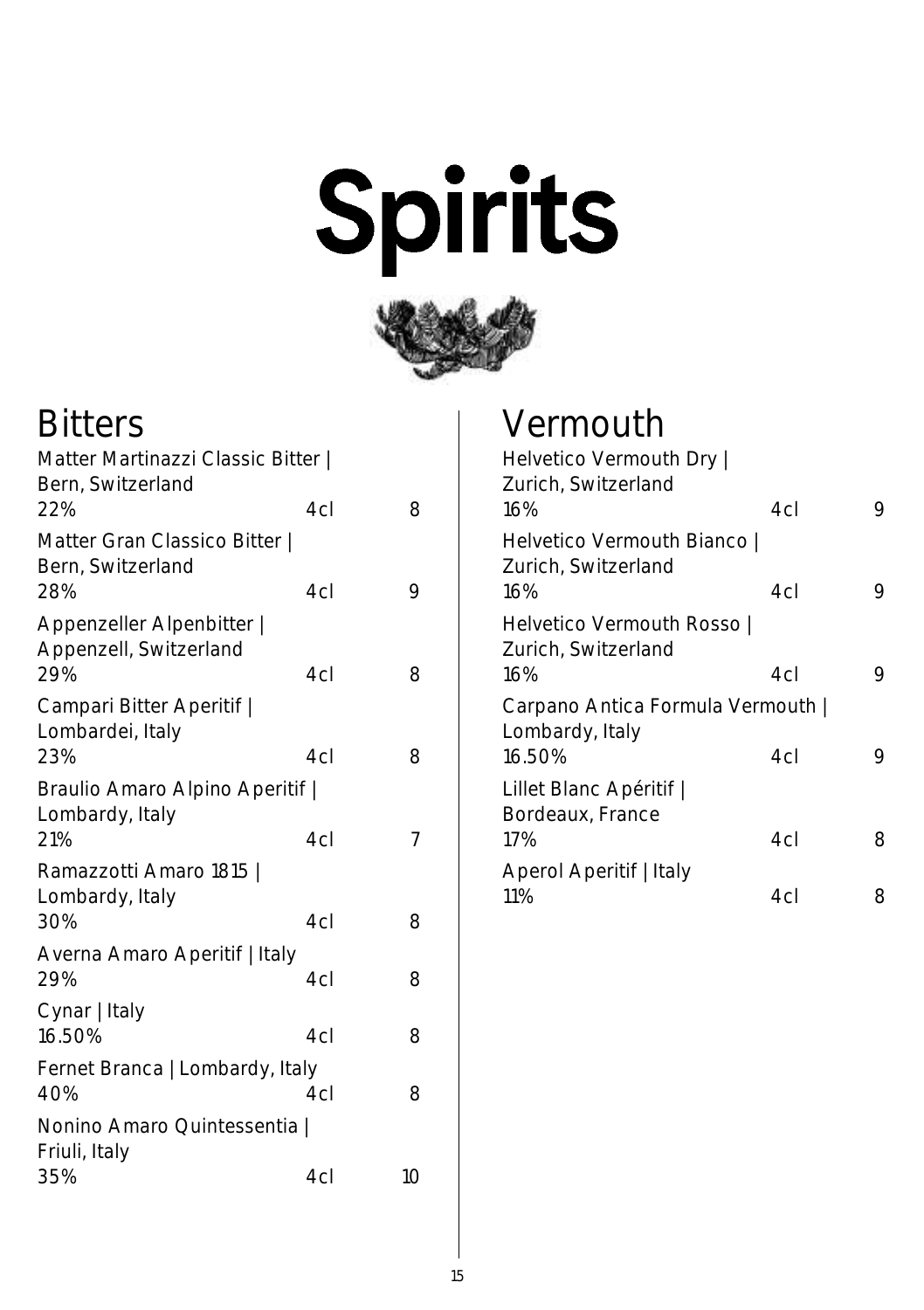# Spirits

## Bitters

| Item | ABV | Size | Price |
|---|---|---|---|
| Matter Martinazzi Classic Bitter \| Bern, Switzerland | 22% | 4cl | 8 |
| Matter Gran Classico Bitter \| Bern, Switzerland | 28% | 4cl | 9 |
| Appenzeller Alpenbitter \| Appenzell, Switzerland | 29% | 4cl | 8 |
| Campari Bitter Aperitif \| Lombardei, Italy | 23% | 4cl | 8 |
| Braulio Amaro Alpino Aperitif \| Lombardy, Italy | 21% | 4cl | 7 |
| Ramazzotti Amaro 1815 \| Lombardy, Italy | 30% | 4cl | 8 |
| Averna Amaro Aperitif \| Italy | 29% | 4cl | 8 |
| Cynar \| Italy | 16.50% | 4cl | 8 |
| Fernet Branca \| Lombardy, Italy | 40% | 4cl | 8 |
| Nonino Amaro Quintessentia \| Friuli, Italy | 35% | 4cl | 10 |

## Vermouth

| Item | ABV | Size | Price |
|---|---|---|---|
| Helvetico Vermouth Dry \| Zurich, Switzerland | 16% | 4cl | 9 |
| Helvetico Vermouth Bianco \| Zurich, Switzerland | 16% | 4cl | 9 |
| Helvetico Vermouth Rosso \| Zurich, Switzerland | 16% | 4cl | 9 |
| Carpano Antica Formula Vermouth \| Lombardy, Italy | 16.50% | 4cl | 9 |
| Lillet Blanc Apéritif \| Bordeaux, France | 17% | 4cl | 8 |
| Aperol Aperitif \| Italy | 11% | 4cl | 8 |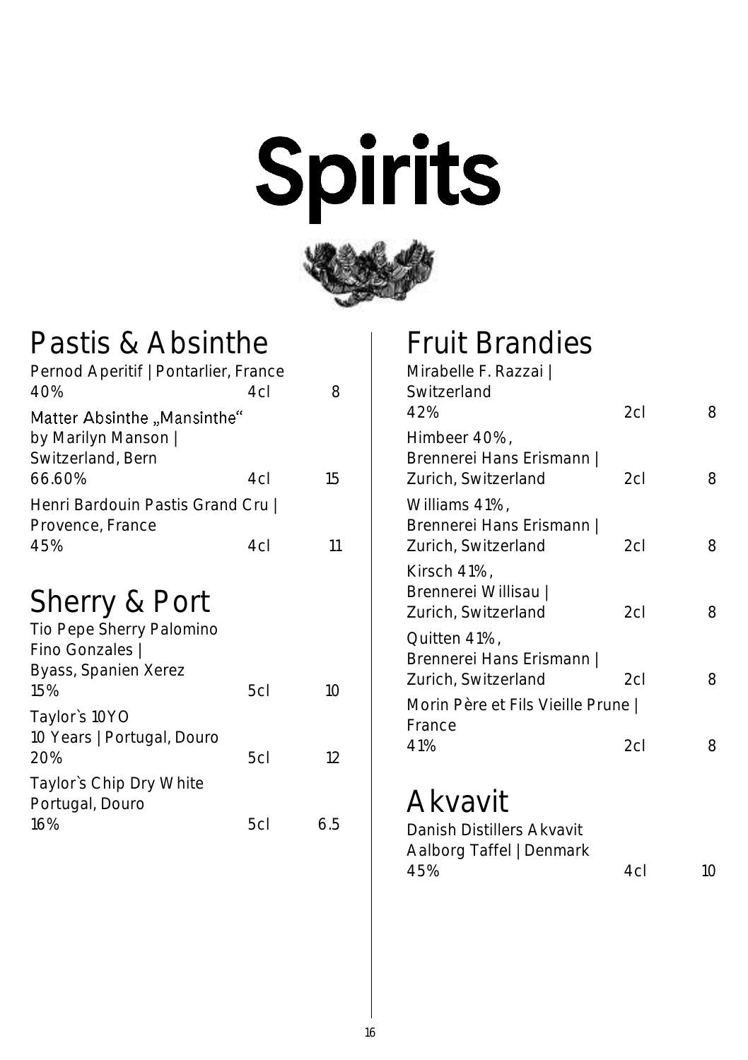# Spirits

## Pastis & Absinthe

| Item | Size | Price |
|---|---|---|
| Pernod Aperitif \| Pontarlier, France 40% | 4cl | 8 |
| Matter Absinthe „Mansinthe" by Marilyn Manson \| Switzerland, Bern 66.60% | 4cl | 15 |
| Henri Bardouin Pastis Grand Cru \| Provence, France 45% | 4cl | 11 |

## Sherry & Port

| Item | Size | Price |
|---|---|---|
| Tio Pepe Sherry Palomino Fino Gonzales \| Byass, Spanien Xerez 15% | 5cl | 10 |
| Taylor`s 10YO 10 Years \| Portugal, Douro 20% | 5cl | 12 |
| Taylor`s Chip Dry White Portugal, Douro 16% | 5cl | 6.5 |

## Fruit Brandies

| Item | Size | Price |
|---|---|---|
| Mirabelle F. Razzai \| Switzerland 42% | 2cl | 8 |
| Himbeer 40%, Brennerei Hans Erismann \| Zurich, Switzerland | 2cl | 8 |
| Williams 41%, Brennerei Hans Erismann \| Zurich, Switzerland | 2cl | 8 |
| Kirsch 41%, Brennerei Willisau \| Zurich, Switzerland | 2cl | 8 |
| Quitten 41%, Brennerei Hans Erismann \| Zurich, Switzerland | 2cl | 8 |
| Morin Père et Fils Vieille Prune \| France 41% | 2cl | 8 |

## Akvavit

| Item | Size | Price |
|---|---|---|
| Danish Distillers Akvavit Aalborg Taffel \| Denmark 45% | 4cl | 10 |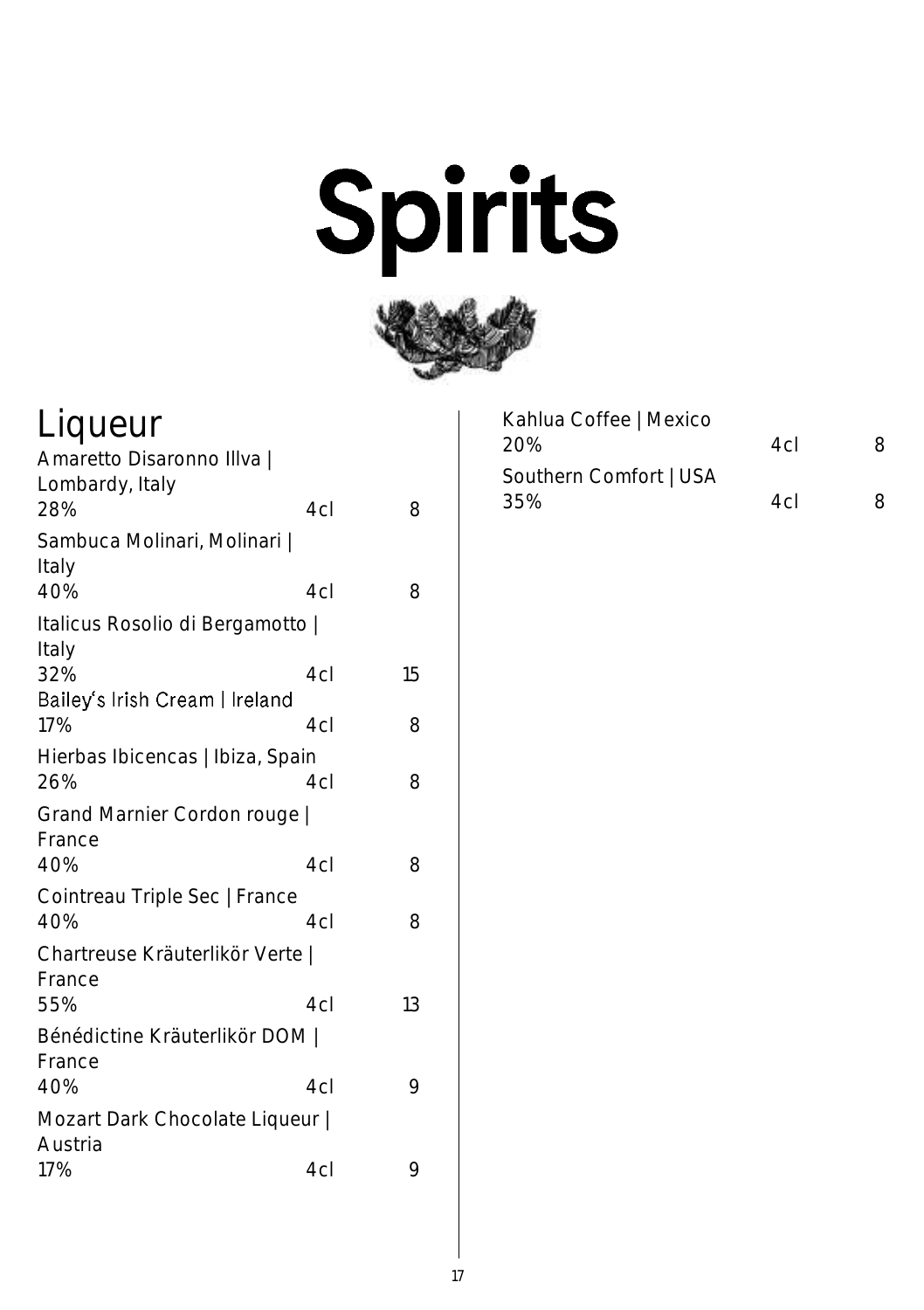# Spirits

## Liqueur

| Item | ABV | Volume | Price |
|---|---|---|---|
| Amaretto Disaronno Illva \| Lombardy, Italy | 28% | 4cl | 8 |
| Sambuca Molinari, Molinari \| Italy | 40% | 4cl | 8 |
| Italicus Rosolio di Bergamotto \| Italy | 32% | 4cl | 15 |
| Bailey's Irish Cream \| Ireland | 17% | 4cl | 8 |
| Hierbas Ibicencas \| Ibiza, Spain | 26% | 4cl | 8 |
| Grand Marnier Cordon rouge \| France | 40% | 4cl | 8 |
| Cointreau Triple Sec \| France | 40% | 4cl | 8 |
| Chartreuse Kräuterlikör Verte \| France | 55% | 4cl | 13 |
| Bénédictine Kräuterlikör DOM \| France | 40% | 4cl | 9 |
| Mozart Dark Chocolate Liqueur \| Austria | 17% | 4cl | 9 |
| Kahlua Coffee \| Mexico | 20% | 4cl | 8 |
| Southern Comfort \| USA | 35% | 4cl | 8 |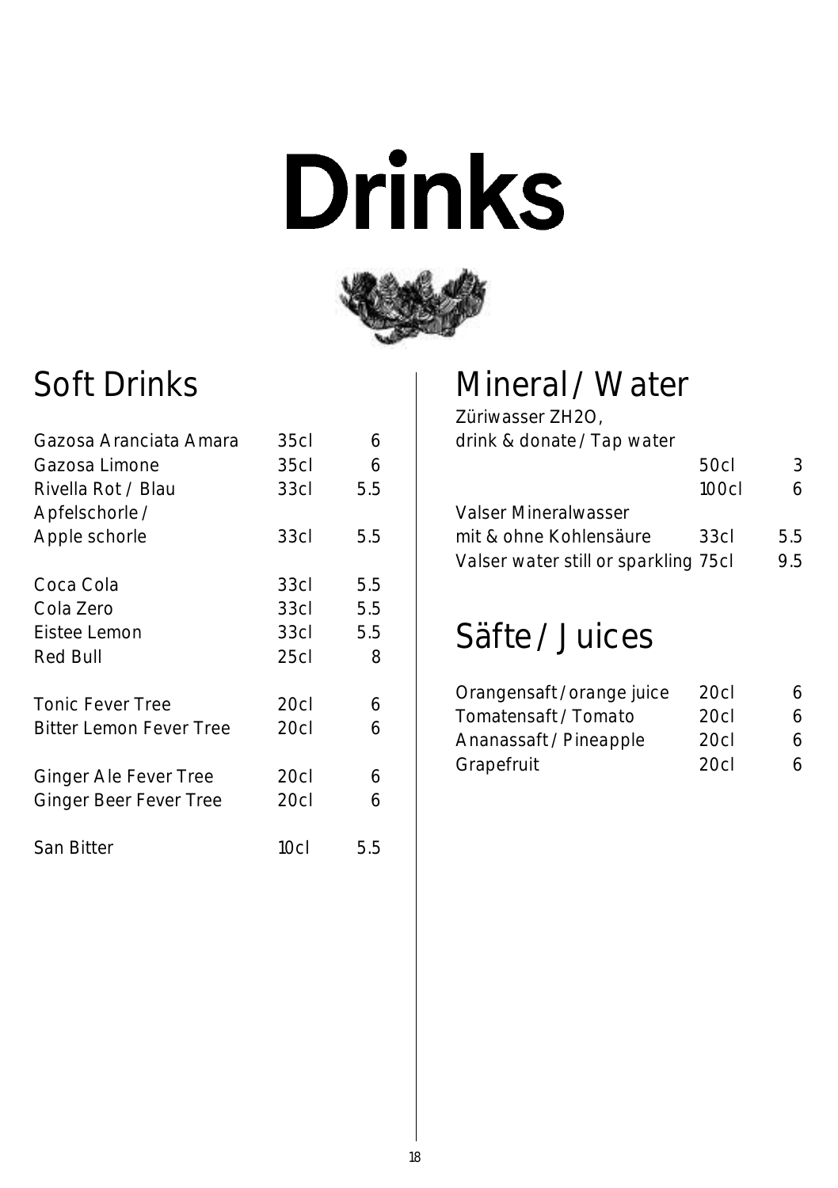# Drinks

## Soft Drinks

| | | |
|---|---|---|
| Gazosa Aranciata Amara | 35cl | 6 |
| Gazosa Limone | 35cl | 6 |
| Rivella Rot / Blau | 33cl | 5.5 |
| Apfelschorle / Apple schorle | 33cl | 5.5 |
| Coca Cola | 33cl | 5.5 |
| Cola Zero | 33cl | 5.5 |
| Eistee Lemon | 33cl | 5.5 |
| Red Bull | 25cl | 8 |
| Tonic Fever Tree | 20cl | 6 |
| Bitter Lemon Fever Tree | 20cl | 6 |
| Ginger Ale Fever Tree | 20cl | 6 |
| Ginger Beer Fever Tree | 20cl | 6 |
| San Bitter | 10cl | 5.5 |

## Mineral / Water

| | | |
|---|---|---|
| Züriwasser ZH2O, drink & donate / Tap water | 50cl | 3 |
| | 100cl | 6 |
| Valser Mineralwasser mit & ohne Kohlensäure | 33cl | 5.5 |
| Valser water still or sparkling | 75cl | 9.5 |

## Säfte / Juices

| | | |
|---|---|---|
| Orangensaft / orange juice | 20cl | 6 |
| Tomatensaft / Tomato | 20cl | 6 |
| Ananassaft / Pineapple | 20cl | 6 |
| Grapefruit | 20cl | 6 |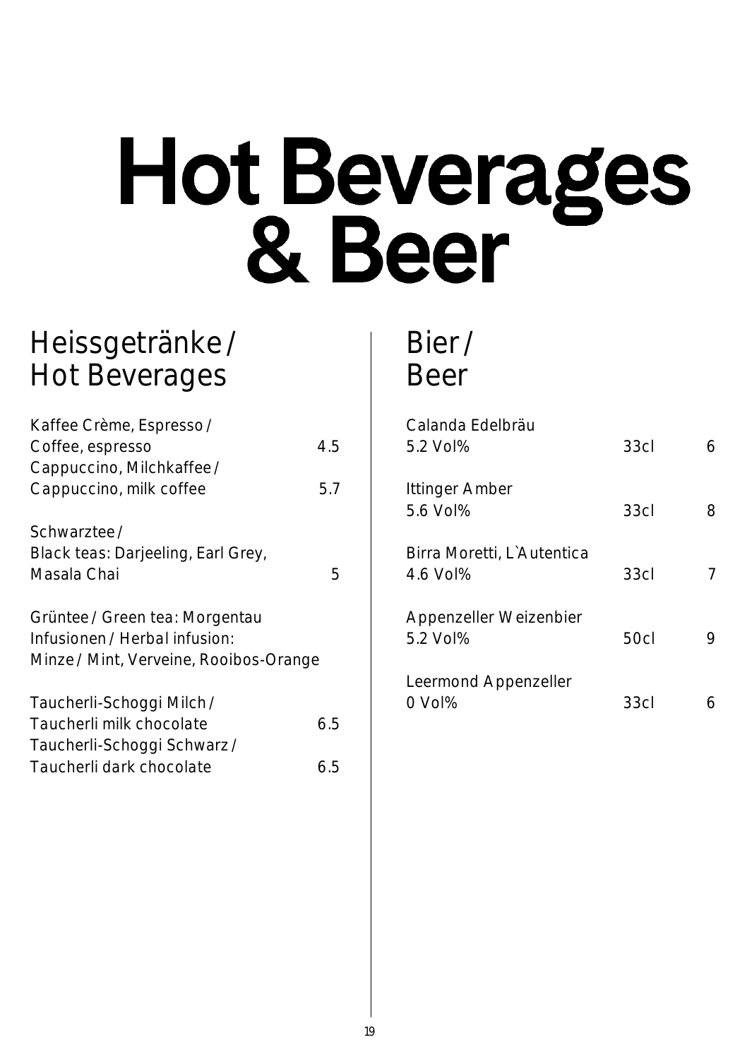# Hot Beverages & Beer

## Heissgetränke / Hot Beverages

| Item | Price |
|---|---|
| Kaffee Crème, Espresso / Coffee, espresso | 4.5 |
| Cappuccino, Milchkaffee / Cappuccino, milk coffee | 5.7 |
| Schwarztee / Black teas: Darjeeling, Earl Grey, Masala Chai | 5 |
| Grüntee / Green tea: Morgentau | |
| Infusionen / Herbal infusion: Minze / Mint, Verveine, Rooibos-Orange | |
| Taucherli-Schoggi Milch / Taucherli milk chocolate | 6.5 |
| Taucherli-Schoggi Schwarz / Taucherli dark chocolate | 6.5 |

## Bier / Beer

| Item | Volume | Price |
|---|---|---|
| Calanda Edelbräu 5.2 Vol% | 33cl | 6 |
| Ittinger Amber 5.6 Vol% | 33cl | 8 |
| Birra Moretti, L`Autentica 4.6 Vol% | 33cl | 7 |
| Appenzeller Weizenbier 5.2 Vol% | 50cl | 9 |
| Leermond Appenzeller 0 Vol% | 33cl | 6 |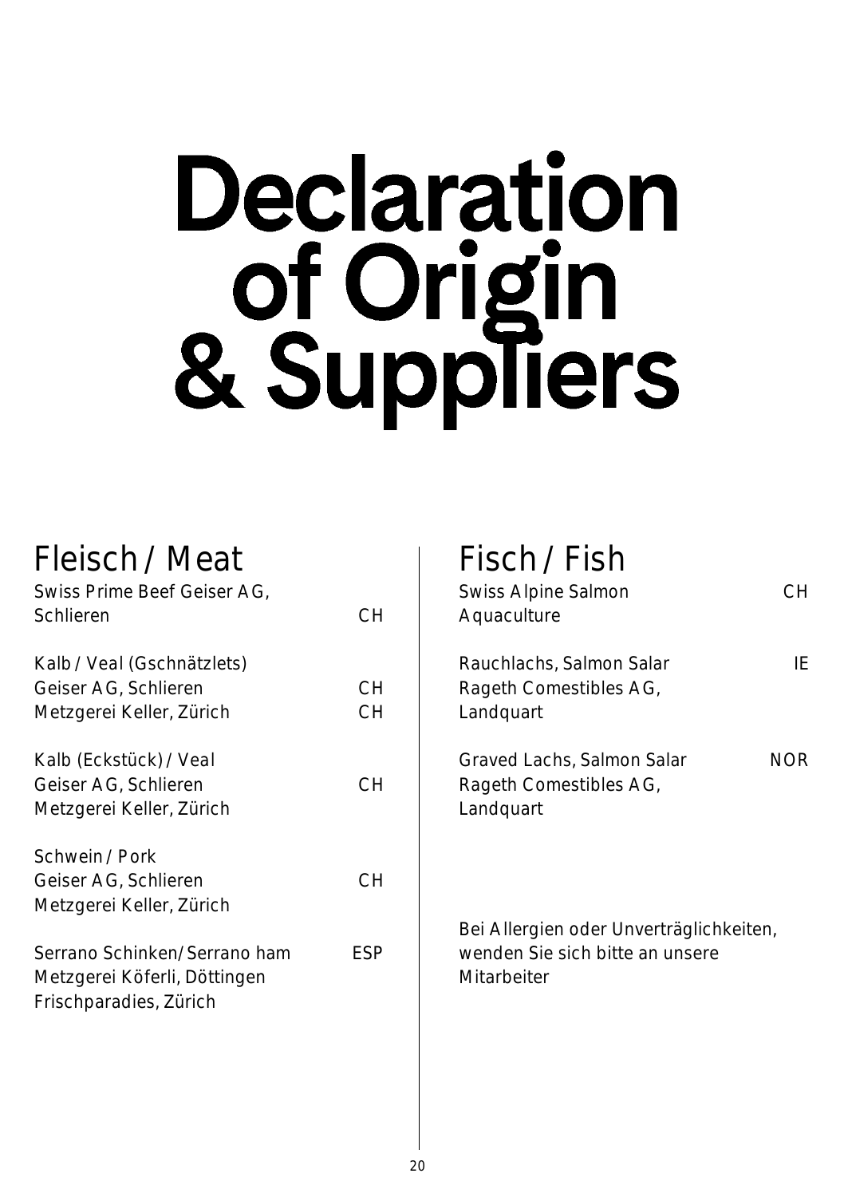# Declaration of Origin & Suppliers

## Fleisch / Meat

Swiss Prime Beef Geiser AG, Schlieren — CH

Kalb / Veal (Gschnätzlets)
Geiser AG, Schlieren — CH
Metzgerei Keller, Zürich — CH

Kalb (Eckstück) / Veal
Geiser AG, Schlieren — CH
Metzgerei Keller, Zürich

Schwein / Pork
Geiser AG, Schlieren — CH
Metzgerei Keller, Zürich

Serrano Schinken/ Serrano ham — ESP
Metzgerei Köferli, Döttingen
Frischparadies, Zürich

## Fisch / Fish

Swiss Alpine Salmon Aquaculture — CH

Rauchlachs, Salmon Salar — IE
Rageth Comestibles AG, Landquart

Graved Lachs, Salmon Salar — NOR
Rageth Comestibles AG, Landquart

Bei Allergien oder Unverträglichkeiten, wenden Sie sich bitte an unsere Mitarbeiter